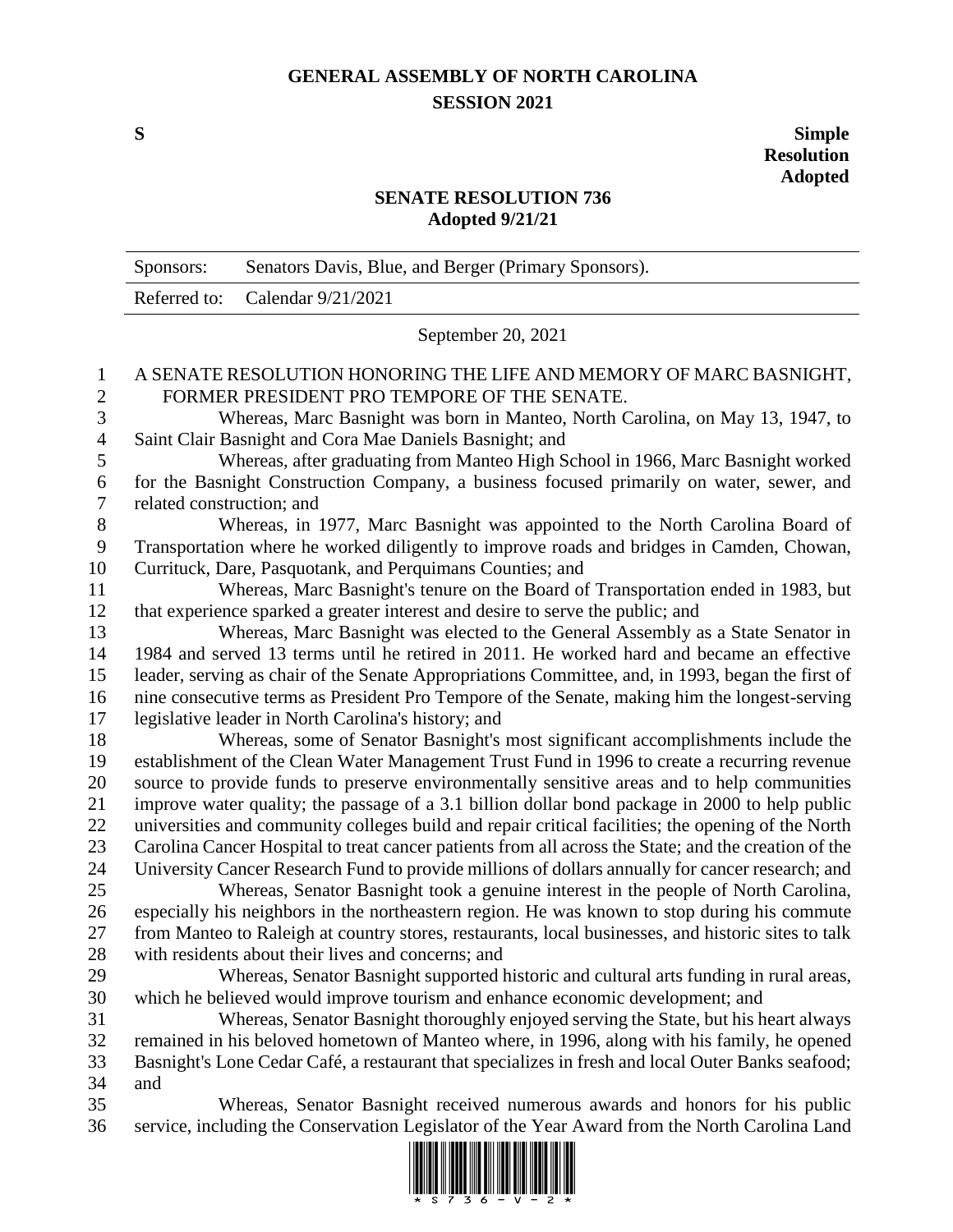# GENERAL ASSEMBLY OF NORTH CAROLINA
## SESSION 2021

**S** **Simple Resolution Adopted**

## SENATE RESOLUTION 736
### Adopted 9/21/21

| Sponsors: | Senators Davis, Blue, and Berger (Primary Sponsors). |
|---|---|
| Referred to: | Calendar 9/21/2021 |

September 20, 2021

A SENATE RESOLUTION HONORING THE LIFE AND MEMORY OF MARC BASNIGHT, FORMER PRESIDENT PRO TEMPORE OF THE SENATE.

Whereas, Marc Basnight was born in Manteo, North Carolina, on May 13, 1947, to Saint Clair Basnight and Cora Mae Daniels Basnight; and

Whereas, after graduating from Manteo High School in 1966, Marc Basnight worked for the Basnight Construction Company, a business focused primarily on water, sewer, and related construction; and

Whereas, in 1977, Marc Basnight was appointed to the North Carolina Board of Transportation where he worked diligently to improve roads and bridges in Camden, Chowan, Currituck, Dare, Pasquotank, and Perquimans Counties; and

Whereas, Marc Basnight's tenure on the Board of Transportation ended in 1983, but that experience sparked a greater interest and desire to serve the public; and

Whereas, Marc Basnight was elected to the General Assembly as a State Senator in 1984 and served 13 terms until he retired in 2011. He worked hard and became an effective leader, serving as chair of the Senate Appropriations Committee, and, in 1993, began the first of nine consecutive terms as President Pro Tempore of the Senate, making him the longest-serving legislative leader in North Carolina's history; and

Whereas, some of Senator Basnight's most significant accomplishments include the establishment of the Clean Water Management Trust Fund in 1996 to create a recurring revenue source to provide funds to preserve environmentally sensitive areas and to help communities improve water quality; the passage of a 3.1 billion dollar bond package in 2000 to help public universities and community colleges build and repair critical facilities; the opening of the North Carolina Cancer Hospital to treat cancer patients from all across the State; and the creation of the University Cancer Research Fund to provide millions of dollars annually for cancer research; and

Whereas, Senator Basnight took a genuine interest in the people of North Carolina, especially his neighbors in the northeastern region. He was known to stop during his commute from Manteo to Raleigh at country stores, restaurants, local businesses, and historic sites to talk with residents about their lives and concerns; and

Whereas, Senator Basnight supported historic and cultural arts funding in rural areas, which he believed would improve tourism and enhance economic development; and

Whereas, Senator Basnight thoroughly enjoyed serving the State, but his heart always remained in his beloved hometown of Manteo where, in 1996, along with his family, he opened Basnight's Lone Cedar Café, a restaurant that specializes in fresh and local Outer Banks seafood; and

Whereas, Senator Basnight received numerous awards and honors for his public service, including the Conservation Legislator of the Year Award from the North Carolina Land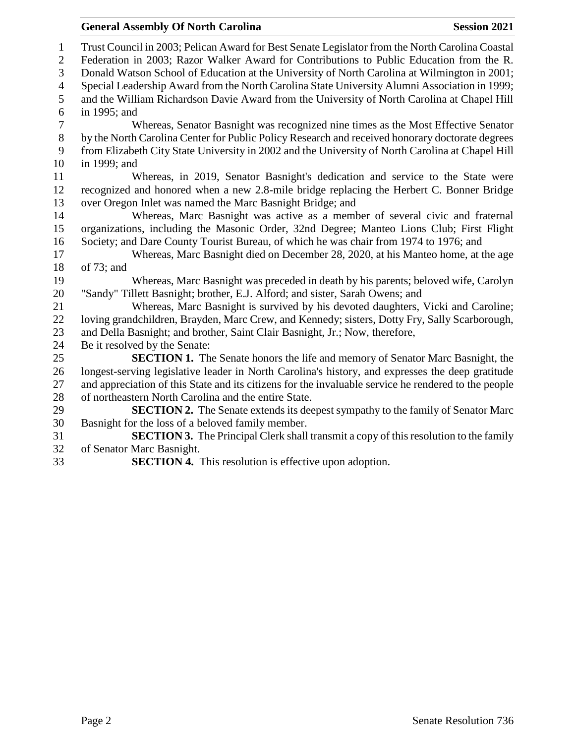Trust Council in 2003; Pelican Award for Best Senate Legislator from the North Carolina Coastal Federation in 2003; Razor Walker Award for Contributions to Public Education from the R. Donald Watson School of Education at the University of North Carolina at Wilmington in 2001; Special Leadership Award from the North Carolina State University Alumni Association in 1999; and the William Richardson Davie Award from the University of North Carolina at Chapel Hill in 1995; and

Whereas, Senator Basnight was recognized nine times as the Most Effective Senator by the North Carolina Center for Public Policy Research and received honorary doctorate degrees from Elizabeth City State University in 2002 and the University of North Carolina at Chapel Hill in 1999; and

Whereas, in 2019, Senator Basnight's dedication and service to the State were recognized and honored when a new 2.8-mile bridge replacing the Herbert C. Bonner Bridge over Oregon Inlet was named the Marc Basnight Bridge; and

Whereas, Marc Basnight was active as a member of several civic and fraternal organizations, including the Masonic Order, 32nd Degree; Manteo Lions Club; First Flight Society; and Dare County Tourist Bureau, of which he was chair from 1974 to 1976; and

Whereas, Marc Basnight died on December 28, 2020, at his Manteo home, at the age of 73; and

Whereas, Marc Basnight was preceded in death by his parents; beloved wife, Carolyn "Sandy" Tillett Basnight; brother, E.J. Alford; and sister, Sarah Owens; and

Whereas, Marc Basnight is survived by his devoted daughters, Vicki and Caroline; loving grandchildren, Brayden, Marc Crew, and Kennedy; sisters, Dotty Fry, Sally Scarborough, and Della Basnight; and brother, Saint Clair Basnight, Jr.; Now, therefore,

Be it resolved by the Senate:

**SECTION 1.** The Senate honors the life and memory of Senator Marc Basnight, the longest-serving legislative leader in North Carolina's history, and expresses the deep gratitude and appreciation of this State and its citizens for the invaluable service he rendered to the people of northeastern North Carolina and the entire State.

**SECTION 2.** The Senate extends its deepest sympathy to the family of Senator Marc Basnight for the loss of a beloved family member.

**SECTION 3.** The Principal Clerk shall transmit a copy of this resolution to the family of Senator Marc Basnight.

**SECTION 4.** This resolution is effective upon adoption.